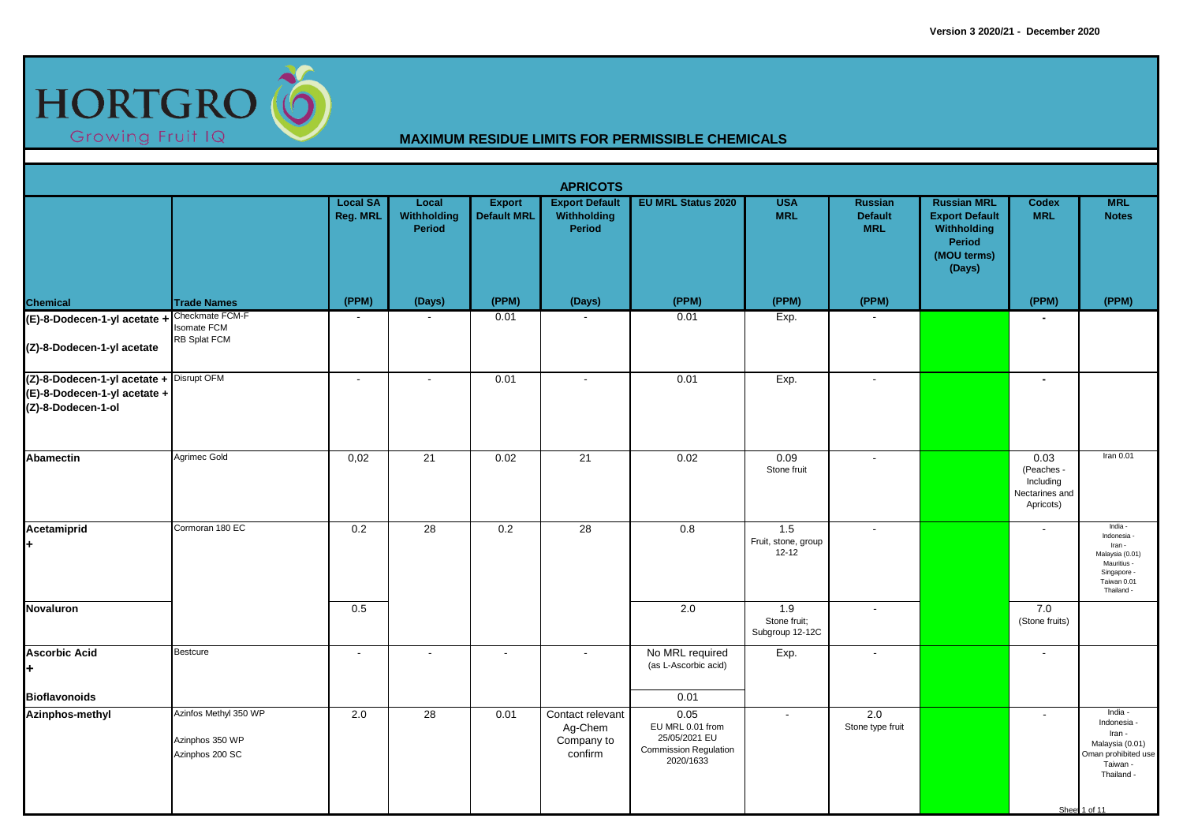Version 3 2020/21 - December 2020

HORTGRO Growing Fruit IQ

## MAXIMUM RESIDUE LIMITS FOR PERMISSIBLE CHEMICALS

### APRICOTS

| Chemical | Trade Names | Local SA Reg. MRL (PPM) | Local Withholding Period (Days) | Export Default MRL (PPM) | Export Default Withholding Period (Days) | EU MRL Status 2020 (PPM) | USA MRL (PPM) | Russian Default MRL (PPM) | Russian MRL Export Default Withholding Period (MOU terms) (Days) | Codex MRL (PPM) | MRL Notes (PPM) |
|---|---|---|---|---|---|---|---|---|---|---|---|
| (E)-8-Dodecen-1-yl acetate + (Z)-8-Dodecen-1-yl acetate | Checkmate FCM-F Isomate FCM RB Splat FCM | - | - | 0.01 | - | 0.01 | Exp. | - | | - | |
| (Z)-8-Dodecen-1-yl acetate + (E)-8-Dodecen-1-yl acetate + (Z)-8-Dodecen-1-ol | Disrupt OFM | - | - | 0.01 | - | 0.01 | Exp. | - | | - | |
| Abamectin | Agrimec Gold | 0,02 | 21 | 0.02 | 21 | 0.02 | 0.09 Stone fruit | - | | 0.03 (Peaches - Including Nectarines and Apricots) | Iran 0.01 |
| Acetamiprid + | Cormoran 180 EC | 0.2 | 28 | 0.2 | 28 | 0.8 | 1.5 Fruit, stone, group 12-12 | - | | - | India - Indonesia - Iran - Malaysia (0.01) Mauritius - Singapore - Taiwan 0.01 Thailand - |
| Novaluron | | 0.5 | | | | 2.0 | 1.9 Stone fruit; Subgroup 12-12C | - | | 7.0 (Stone fruits) | |
| Ascorbic Acid + | Bestcure | - | - | - | - | No MRL required (as L-Ascorbic acid) | Exp. | - | | - | |
| Bioflavonoids | | | | | | 0.01 | | | | | |
| Azinphos-methyl | Azinfos Methyl 350 WP Azinphos 350 WP Azinphos 200 SC | 2.0 | 28 | 0.01 | Contact relevant Ag-Chem Company to confirm | 0.05 EU MRL 0.01 from 25/05/2021 EU Commission Regulation 2020/1633 | - | 2.0 Stone type fruit | | - | India - Indonesia - Iran - Malaysia (0.01) Oman prohibited use Taiwan - Thailand - |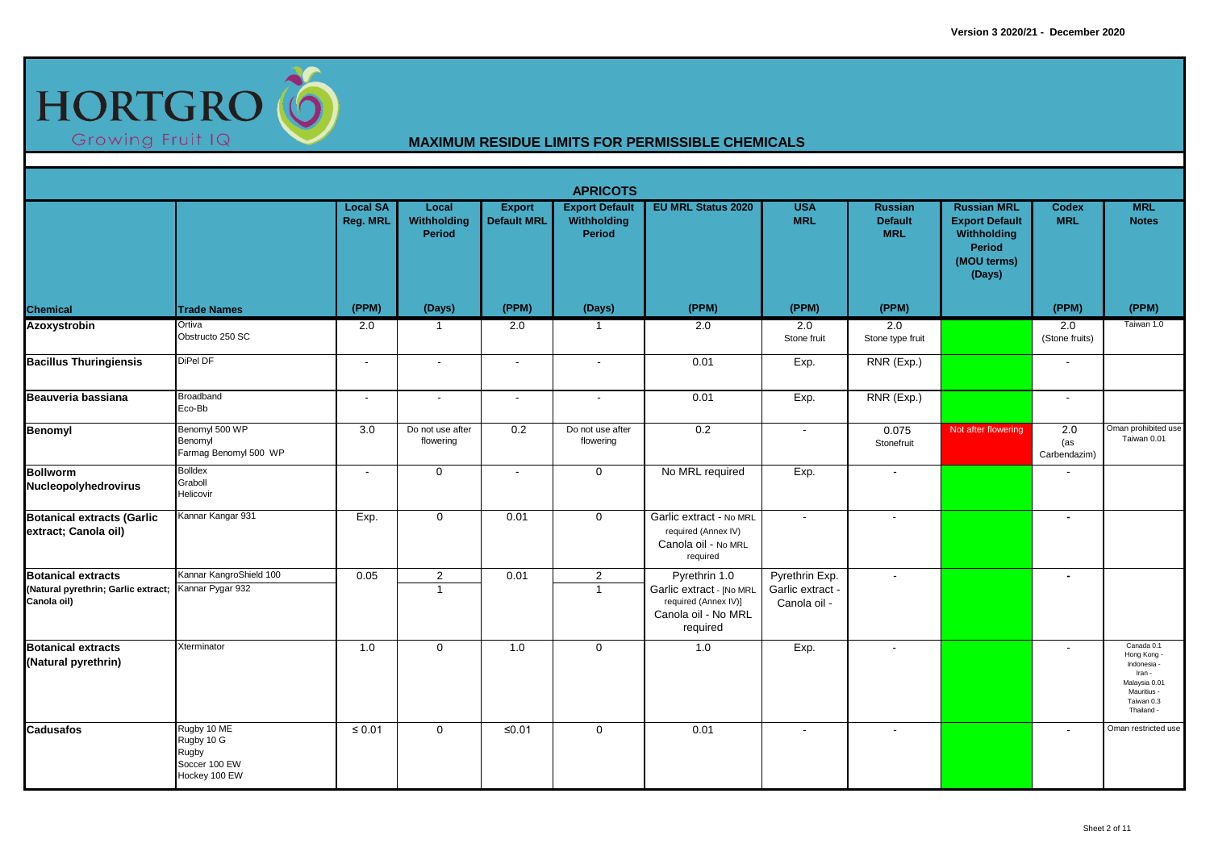# HORTGRO

Growing Fruit IQ

## MAXIMUM RESIDUE LIMITS FOR PERMISSIBLE CHEMICALS

Version 3 2020/21 - December 2020

### APRICOTS

| Chemical | Trade Names | Local SA Reg. MRL (PPM) | Local Withholding Period (Days) | Export Default MRL (PPM) | Export Default Withholding Period (Days) | EU MRL Status 2020 (PPM) | USA MRL (PPM) | Russian Default MRL (PPM) | Russian MRL Export Default Withholding Period (MOU terms) (Days) | Codex MRL (PPM) | MRL Notes (PPM) |
|---|---|---|---|---|---|---|---|---|---|---|---|
| **Azoxystrobin** | Ortiva<br>Obstructo 250 SC | 2.0 | 1 | 2.0 | 1 | 2.0 | 2.0<br>Stone fruit | 2.0<br>Stone type fruit | | 2.0<br>(Stone fruits) | Taiwan 1.0 |
| **Bacillus Thuringiensis** | DiPel DF | - | - | - | - | 0.01 | Exp. | RNR (Exp.) | | - | |
| **Beauveria bassiana** | Broadband<br>Eco-Bb | - | - | - | - | 0.01 | Exp. | RNR (Exp.) | | - | |
| **Benomyl** | Benomyl 500 WP<br>Benomyl<br>Farmag Benomyl 500 WP | 3.0 | Do not use after flowering | 0.2 | Do not use after flowering | 0.2 | - | 0.075<br>Stonefruit | Not after flowering | 2.0<br>(as Carbendazim) | Oman prohibited use<br>Taiwan 0.01 |
| **Bollworm Nucleopolyhedrovirus** | Bolldex<br>Graboll<br>Helicovir | - | 0 | - | 0 | No MRL required | Exp. | - | | - | |
| **Botanical extracts (Garlic extract; Canola oil)** | Kannar Kangar 931 | Exp. | 0 | 0.01 | 0 | Garlic extract - No MRL required (Annex IV)<br>Canola oil - No MRL required | - | - | | - | |
| **Botanical extracts (Natural pyrethrin; Garlic extract; Canola oil)** | Kannar KangroShield 100<br>Kannar Pygar 932 | 0.05 | 2<br>1 | 0.01 | 2<br>1 | Pyrethrin 1.0<br>Garlic extract - [No MRL required (Annex IV)]<br>Canola oil - No MRL required | Pyrethrin Exp.<br>Garlic extract -<br>Canola oil - | - | | - | |
| **Botanical extracts (Natural pyrethrin)** | Xterminator | 1.0 | 0 | 1.0 | 0 | 1.0 | Exp. | - | | - | Canada 0.1<br>Hong Kong -<br>Indonesia -<br>Iran -<br>Malaysia 0.01<br>Mauritius -<br>Taiwan 0.3<br>Thailand - |
| **Cadusafos** | Rugby 10 ME<br>Rugby 10 G<br>Rugby<br>Soccer 100 EW<br>Hockey 100 EW | ≤ 0.01 | 0 | ≤0.01 | 0 | 0.01 | - | - | | - | Oman restricted use |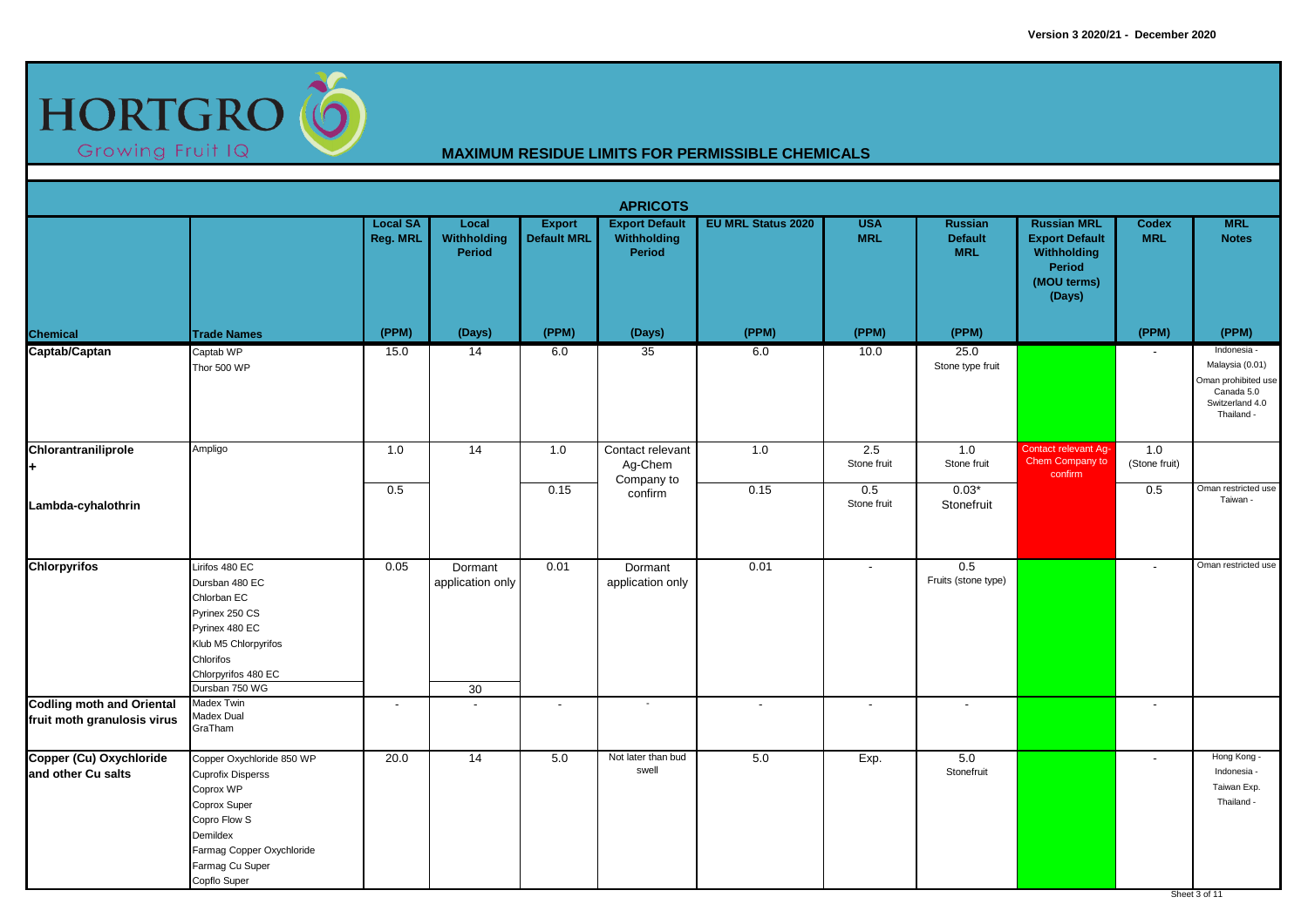Version 3 2020/21 - December 2020

# HORTGRO

Growing Fruit IQ

## MAXIMUM RESIDUE LIMITS FOR PERMISSIBLE CHEMICALS

### APRICOTS

| Chemical | Trade Names | Local SA Reg. MRL (PPM) | Local Withholding Period (Days) | Export Default MRL (PPM) | Export Default Withholding Period (Days) | EU MRL Status 2020 (PPM) | USA MRL (PPM) | Russian Default MRL (PPM) | Russian MRL Export Default Withholding Period (MOU terms) (Days) | Codex MRL (PPM) | MRL Notes (PPM) |
|---|---|---|---|---|---|---|---|---|---|---|---|
| **Captab/Captan** | Captab WP<br>Thor 500 WP | 15.0 | 14 | 6.0 | 35 | 6.0 | 10.0 | 25.0<br>Stone type fruit | | - | Indonesia -<br>Malaysia (0.01)<br>Oman prohibited use<br>Canada 5.0<br>Switzerland 4.0<br>Thailand - |
| **Chlorantraniliprole** + | Ampligo | 1.0 | 14 | 1.0 | Contact relevant Ag-Chem Company to confirm | 1.0 | 2.5<br>Stone fruit | 1.0<br>Stone fruit | Contact relevant Ag-Chem Company to confirm | 1.0<br>(Stone fruit) | |
| **Lambda-cyhalothrin** | | 0.5 | | 0.15 | | 0.15 | 0.5<br>Stone fruit | 0.03*<br>Stonefruit | | 0.5 | Oman restricted use<br>Taiwan - |
| **Chlorpyrifos** | Lirifos 480 EC<br>Dursban 480 EC<br>Chlorban EC<br>Pyrinex 250 CS<br>Pyrinex 480 EC<br>Klub M5 Chlorpyrifos<br>Chlorifos<br>Chlorpyrifos 480 EC | 0.05 | Dormant application only | 0.01 | Dormant application only | 0.01 | - | 0.5<br>Fruits (stone type) | | - | Oman restricted use |
| | Dursban 750 WG | | 30 | | | | | | | | |
| **Codling moth and Oriental fruit moth granulosis virus** | Madex Twin<br>Madex Dual<br>GraTham | - | - | - | - | - | - | - | | - | |
| **Copper (Cu) Oxychloride and other Cu salts** | Copper Oxychloride 850 WP<br>Cuprofix Disperss<br>Coprox WP<br>Coprox Super<br>Copro Flow S<br>Demildex<br>Farmag Copper Oxychloride<br>Farmag Cu Super<br>Copflo Super | 20.0 | 14 | 5.0 | Not later than bud swell | 5.0 | Exp. | 5.0<br>Stonefruit | | - | Hong Kong -<br>Indonesia -<br>Taiwan Exp.<br>Thailand - |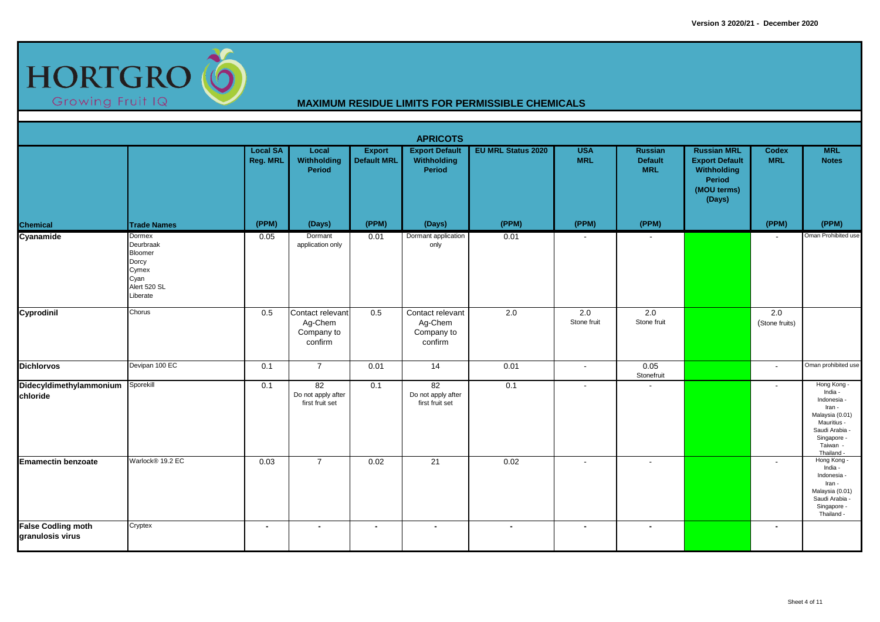Version 3 2020/21 - December 2020

HORTGRO Growing Fruit IQ

## MAXIMUM RESIDUE LIMITS FOR PERMISSIBLE CHEMICALS

### APRICOTS

| Chemical | Trade Names | Local SA Reg. MRL (PPM) | Local Withholding Period (Days) | Export Default MRL (PPM) | Export Default Withholding Period (Days) | EU MRL Status 2020 (PPM) | USA MRL (PPM) | Russian Default MRL (PPM) | Russian MRL Export Default Withholding Period (MOU terms) (Days) | Codex MRL (PPM) | MRL Notes (PPM) |
|---|---|---|---|---|---|---|---|---|---|---|---|
| **Cyanamide** | Dormex<br>Deurbraak<br>Bloomer<br>Dorcy<br>Cymex<br>Cyan<br>Alert 520 SL<br>Liberate | 0.05 | Dormant application only | 0.01 | Dormant application only | 0.01 | - | - | | - | Oman Prohibited use |
| **Cyprodinil** | Chorus | 0.5 | Contact relevant Ag-Chem Company to confirm | 0.5 | Contact relevant Ag-Chem Company to confirm | 2.0 | 2.0 Stone fruit | 2.0 Stone fruit | | 2.0 (Stone fruits) | |
| **Dichlorvos** | Devipan 100 EC | 0.1 | 7 | 0.01 | 14 | 0.01 | - | 0.05 Stonefruit | | - | Oman prohibited use |
| **Didecyldimethylammonium chloride** | Sporekill | 0.1 | 82<br>Do not apply after first fruit set | 0.1 | 82<br>Do not apply after first fruit set | 0.1 | - | - | | - | Hong Kong -<br>India -<br>Indonesia -<br>Iran -<br>Malaysia (0.01)<br>Mauritius -<br>Saudi Arabia -<br>Singapore -<br>Taiwan -<br>Thailand - |
| **Emamectin benzoate** | Warlock® 19.2 EC | 0.03 | 7 | 0.02 | 21 | 0.02 | - | - | | - | Hong Kong -<br>India -<br>Indonesia -<br>Iran -<br>Malaysia (0.01)<br>Saudi Arabia -<br>Singapore -<br>Thailand - |
| **False Codling moth granulosis virus** | Cryptex | - | - | - | - | - | - | - | | - | |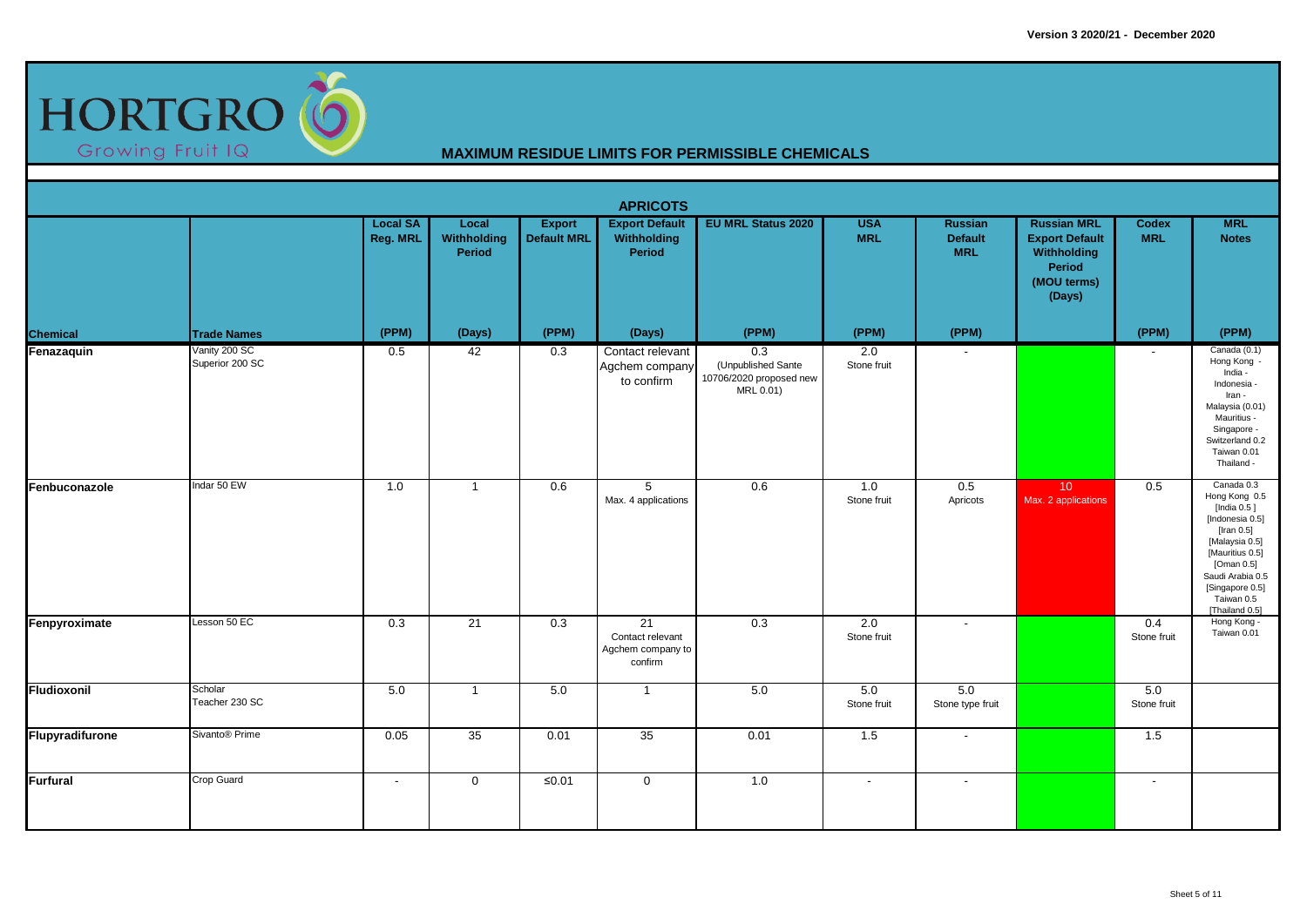Version 3 2020/21 - December 2020

HORTGRO Growing Fruit IQ

## MAXIMUM RESIDUE LIMITS FOR PERMISSIBLE CHEMICALS

### APRICOTS

| Chemical | Trade Names | Local SA Reg. MRL | Local Withholding Period | Export Default MRL | Export Default Withholding Period | EU MRL Status 2020 | USA MRL | Russian Default MRL | Russian MRL Export Default Withholding Period (MOU terms) (Days) | Codex MRL | MRL Notes |
|---|---|---|---|---|---|---|---|---|---|---|---|
| | | (PPM) | (Days) | (PPM) | (Days) | (PPM) | (PPM) | (PPM) | | (PPM) | (PPM) |
| **Fenazaquin** | Vanity 200 SC<br>Superior 200 SC | 0.5 | 42 | 0.3 | Contact relevant Agchem company to confirm | 0.3<br>(Unpublished Sante 10706/2020 proposed new MRL 0.01) | 2.0<br>Stone fruit | - | | - | Canada (0.1)<br>Hong Kong -<br>India -<br>Indonesia -<br>Iran -<br>Malaysia (0.01)<br>Mauritius -<br>Singapore -<br>Switzerland 0.2<br>Taiwan 0.01<br>Thailand - |
| **Fenbuconazole** | Indar 50 EW | 1.0 | 1 | 0.6 | 5<br>Max. 4 applications | 0.6 | 1.0<br>Stone fruit | 0.5<br>Apricots | 10<br>Max. 2 applications | 0.5 | Canada 0.3<br>Hong Kong 0.5<br>[India 0.5 ]<br>[Indonesia 0.5]<br>[Iran 0.5]<br>[Malaysia 0.5]<br>[Mauritius 0.5]<br>[Oman 0.5]<br>Saudi Arabia 0.5<br>[Singapore 0.5]<br>Taiwan 0.5<br>[Thailand 0.5] |
| **Fenpyroximate** | Lesson 50 EC | 0.3 | 21 | 0.3 | 21<br>Contact relevant Agchem company to confirm | 0.3 | 2.0<br>Stone fruit | - | | 0.4<br>Stone fruit | Hong Kong -<br>Taiwan 0.01 |
| **Fludioxonil** | Scholar<br>Teacher 230 SC | 5.0 | 1 | 5.0 | 1 | 5.0 | 5.0<br>Stone fruit | 5.0<br>Stone type fruit | | 5.0<br>Stone fruit | |
| **Flupyradifurone** | Sivanto® Prime | 0.05 | 35 | 0.01 | 35 | 0.01 | 1.5 | - | | 1.5 | |
| **Furfural** | Crop Guard | - | 0 | ≤0.01 | 0 | 1.0 | - | - | | - | |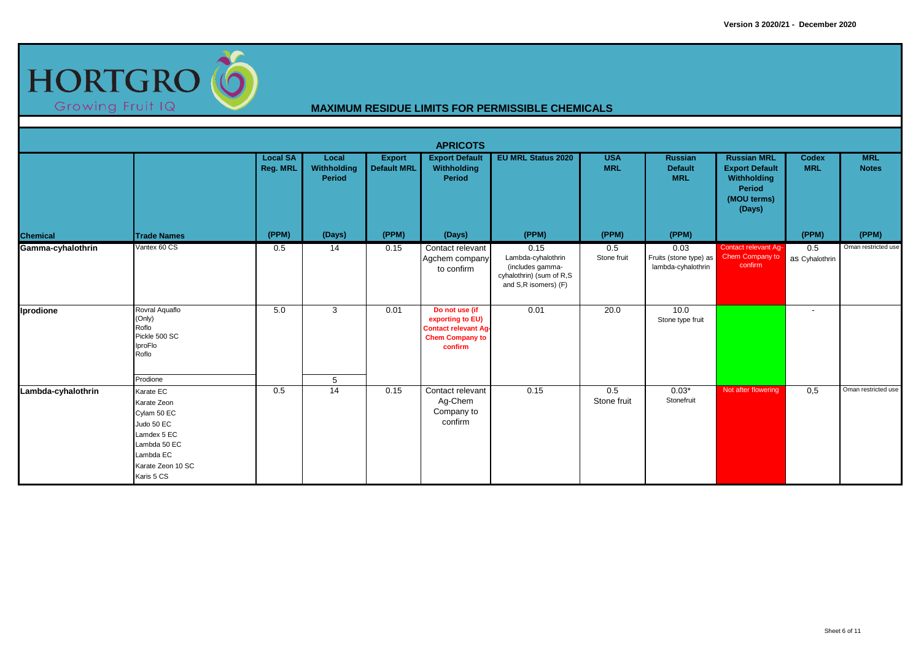Version 3 2020/21 - December 2020

HORTGRO
Growing Fruit IQ

## MAXIMUM RESIDUE LIMITS FOR PERMISSIBLE CHEMICALS

### APRICOTS

| Chemical | Trade Names | Local SA Reg. MRL | Local Withholding Period | Export Default MRL | Export Default Withholding Period | EU MRL Status 2020 | USA MRL | Russian Default MRL | Russian MRL Export Default Withholding Period (MOU terms) (Days) | Codex MRL | MRL Notes |
|---|---|---|---|---|---|---|---|---|---|---|---|
| | | (PPM) | (Days) | (PPM) | (Days) | (PPM) | (PPM) | (PPM) | | (PPM) | (PPM) |
| **Gamma-cyhalothrin** | Vantex 60 CS | 0.5 | 14 | 0.15 | Contact relevant Agchem company to confirm | 0.15 Lambda-cyhalothrin (includes gamma-cyhalothrin) (sum of R,S and S,R isomers) (F) | 0.5 Stone fruit | 0.03 Fruits (stone type) as lambda-cyhalothrin | Contact relevant Ag-Chem Company to confirm | 0.5 as Cyhalothrin | Oman restricted use |
| **Iprodione** | Rovral Aquaflo (Only) Roflo Pickle 500 SC IproFlo Roflo | 5.0 | 3 | 0.01 | **Do not use (if exporting to EU) Contact relevant Ag-Chem Company to confirm** | 0.01 | 20.0 | 10.0 Stone type fruit | | - | |
| | Prodione | | 5 | | | | | | | | |
| **Lambda-cyhalothrin** | Karate EC Karate Zeon Cylam 50 EC Judo 50 EC Lamdex 5 EC Lambda 50 EC Lambda EC Karate Zeon 10 SC Karis 5 CS | 0.5 | 14 | 0.15 | Contact relevant Ag-Chem Company to confirm | 0.15 | 0.5 Stone fruit | 0.03* Stonefruit | Not after flowering | 0,5 | Oman restricted use |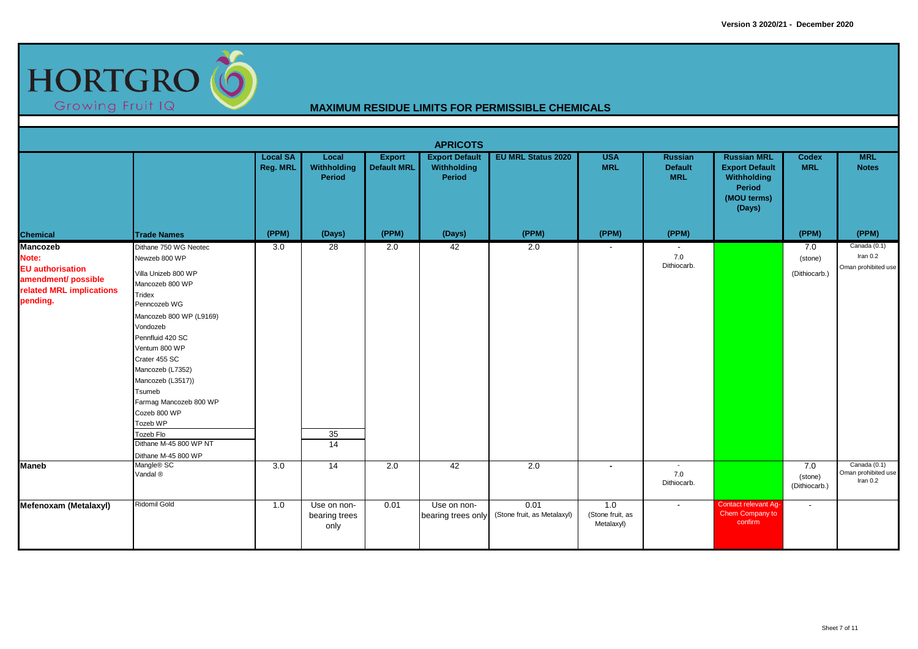Version 3 2020/21 - December 2020

HORTGRO
Growing Fruit IQ

## MAXIMUM RESIDUE LIMITS FOR PERMISSIBLE CHEMICALS

### APRICOTS

| Chemical | Trade Names | Local SA Reg. MRL (PPM) | Local Withholding Period (Days) | Export Default MRL (PPM) | Export Default Withholding Period (Days) | EU MRL Status 2020 (PPM) | USA MRL (PPM) | Russian Default MRL (PPM) | Russian MRL Export Default Withholding Period (MOU terms) (Days) | Codex MRL (PPM) | MRL Notes (PPM) |
|---|---|---|---|---|---|---|---|---|---|---|---|
| **Mancozeb** Note: EU authorisation amendment/ possible related MRL implications pending. | Dithane 750 WG Neotec<br>Newzeb 800 WP<br>Villa Unizeb 800 WP<br>Mancozeb 800 WP<br>Tridex<br>Penncozeb WG<br>Mancozeb 800 WP (L9169)<br>Vondozeb<br>Pennfluid 420 SC<br>Ventum 800 WP<br>Crater 455 SC<br>Mancozeb (L7352)<br>Mancozeb (L3517))<br>Tsumeb<br>Farmag Mancozeb 800 WP<br>Cozeb 800 WP<br>Tozeb WP | 3.0 | 28 | 2.0 | 42 | 2.0 | - | -<br>7.0<br>Dithiocarb. | | 7.0<br>(stone)<br>(Dithiocarb.) | Canada (0.1)<br>Iran 0.2<br>Oman prohibited use |
| | Tozeb Flo | | 35 | | | | | | | | |
| | Dithane M-45 800 WP NT<br>Dithane M-45 800 WP | | 14 | | | | | | | | |
| **Maneb** | Mangle® SC<br>Vandal ® | 3.0 | 14 | 2.0 | 42 | 2.0 | - | -<br>7.0<br>Dithiocarb. | | 7.0<br>(stone)<br>(Dithiocarb.) | Canada (0.1)<br>Oman prohibited use<br>Iran 0.2 |
| **Mefenoxam (Metalaxyl)** | Ridomil Gold | 1.0 | Use on non-bearing trees only | 0.01 | Use on non-bearing trees only | 0.01<br>(Stone fruit, as Metalaxyl) | 1.0<br>(Stone fruit, as Metalaxyl) | - | Contact relevant Ag-Chem Company to confirm | - | |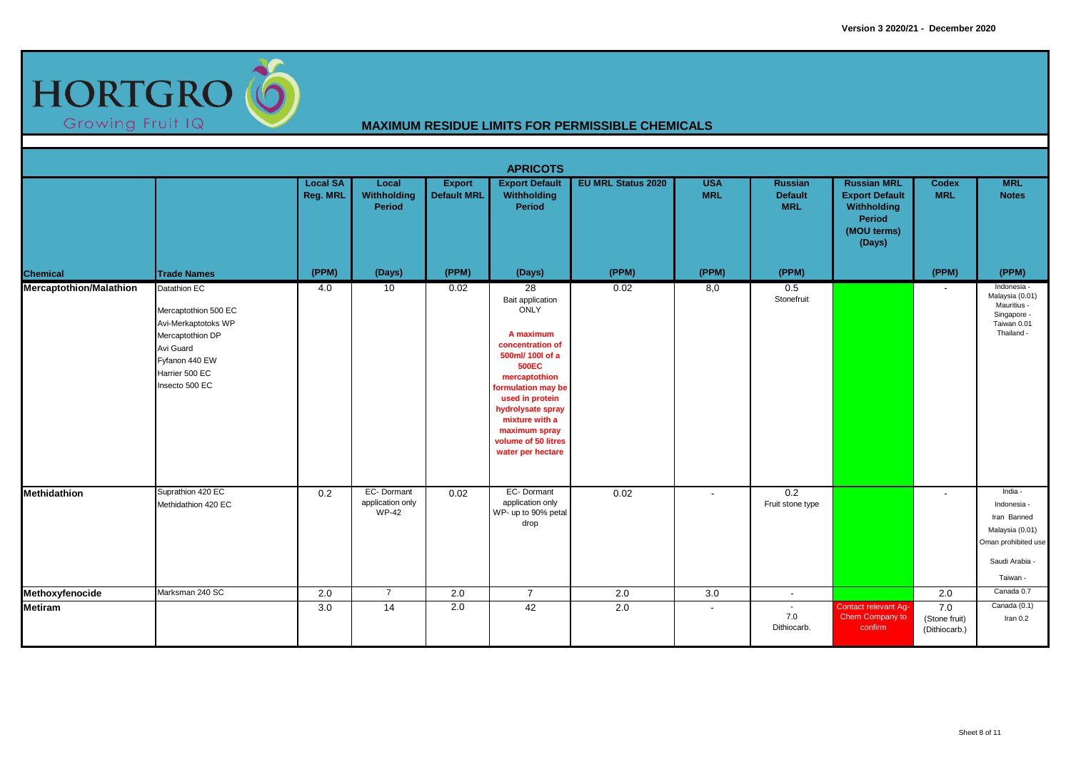HORTGRO
Growing Fruit IQ

## MAXIMUM RESIDUE LIMITS FOR PERMISSIBLE CHEMICALS

### APRICOTS

| Chemical | Trade Names | Local SA Reg. MRL (PPM) | Local Withholding Period (Days) | Export Default MRL (PPM) | Export Default Withholding Period (Days) | EU MRL Status 2020 (PPM) | USA MRL (PPM) | Russian Default MRL (PPM) | Russian MRL Export Default Withholding Period (MOU terms) (Days) | Codex MRL (PPM) | MRL Notes (PPM) |
|---|---|---|---|---|---|---|---|---|---|---|---|
| **Mercaptothion/Malathion** | Datathion EC<br>Mercaptothion 500 EC<br>Avi-Merkaptotoks WP<br>Mercaptothion DP<br>Avi Guard<br>Fyfanon 440 EW<br>Harrier 500 EC<br>Insecto 500 EC | 4.0 | 10 | 0.02 | 28<br>Bait application ONLY<br>**A maximum concentration of 500ml/ 100l of a 500EC mercaptothion formulation may be used in protein hydrolysate spray mixture with a maximum spray volume of 50 litres water per hectare** | 0.02 | 8,0 | 0.5<br>Stonefruit | | - | Indonesia -<br>Malaysia (0.01)<br>Mauritius -<br>Singapore -<br>Taiwan 0.01<br>Thailand - |
| **Methidathion** | Suprathion 420 EC<br>Methidathion 420 EC | 0.2 | EC- Dormant application only<br>WP-42 | 0.02 | EC- Dormant application only<br>WP- up to 90% petal drop | 0.02 | - | 0.2<br>Fruit stone type | | - | India -<br>Indonesia -<br>Iran Banned<br>Malaysia (0.01)<br>Oman prohibited use<br>Saudi Arabia -<br>Taiwan - |
| **Methoxyfenocide** | Marksman 240 SC | 2.0 | 7 | 2.0 | 7 | 2.0 | 3.0 | - | | 2.0 | Canada 0.7 |
| **Metiram** | | 3.0 | 14 | 2.0 | 42 | 2.0 | - | -<br>7.0<br>Dithiocarb. | Contact relevant Ag-Chem Company to confirm | 7.0<br>(Stone fruit)<br>(Dithiocarb.) | Canada (0.1)<br>Iran 0.2 |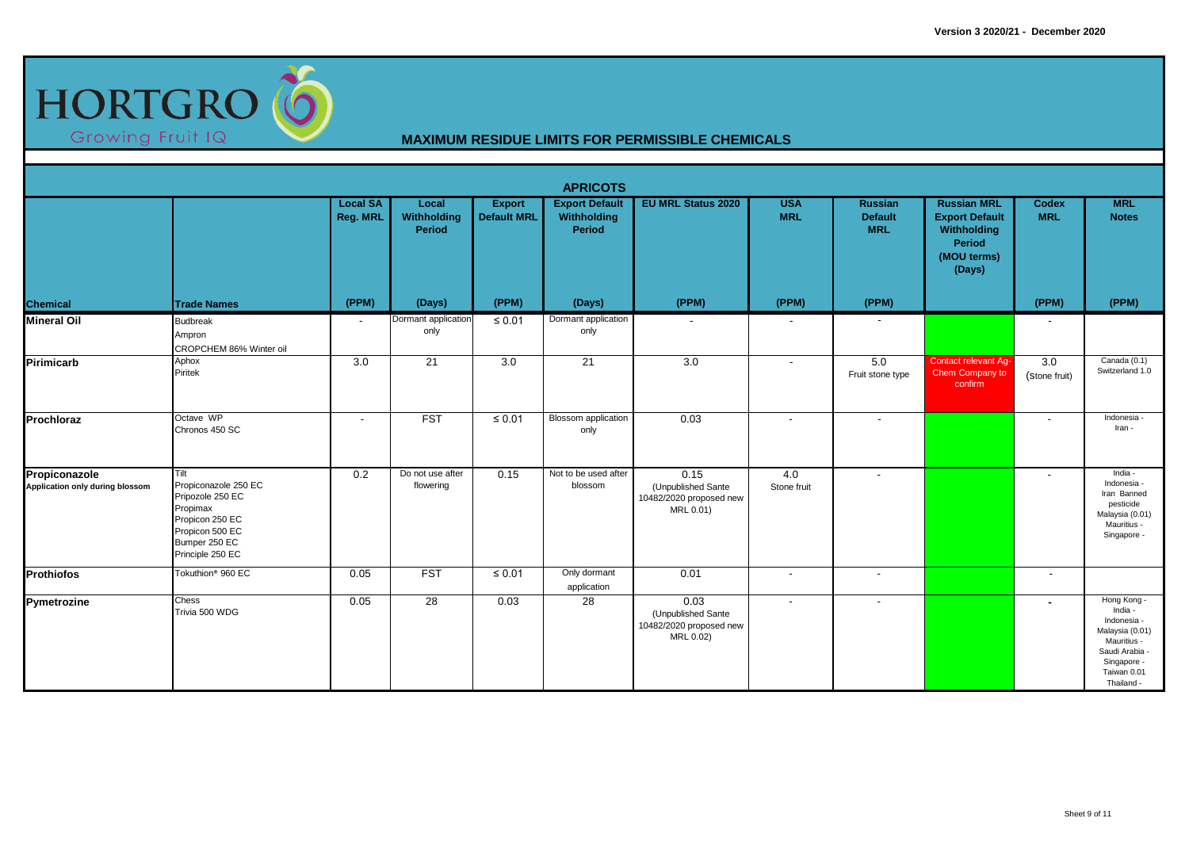HORTGRO
Growing Fruit IQ

## MAXIMUM RESIDUE LIMITS FOR PERMISSIBLE CHEMICALS

### APRICOTS

| Chemical | Trade Names | Local SA Reg. MRL (PPM) | Local Withholding Period (Days) | Export Default MRL (PPM) | Export Default Withholding Period (Days) | EU MRL Status 2020 (PPM) | USA MRL (PPM) | Russian Default MRL (PPM) | Russian MRL Export Default Withholding Period (MOU terms) (Days) | Codex MRL (PPM) | MRL Notes (PPM) |
|---|---|---|---|---|---|---|---|---|---|---|---|
| **Mineral Oil** | Budbreak<br>Ampron<br>CROPCHEM 86% Winter oil | - | Dormant application only | ≤ 0.01 | Dormant application only | - | - | - | | - | |
| **Pirimicarb** | Aphox<br>Piritek | 3.0 | 21 | 3.0 | 21 | 3.0 | - | 5.0<br>Fruit stone type | Contact relevant Ag-Chem Company to confirm | 3.0<br>(Stone fruit) | Canada (0.1)<br>Switzerland 1.0 |
| **Prochloraz** | Octave WP<br>Chronos 450 SC | - | FST | ≤ 0.01 | Blossom application only | 0.03 | - | - | | - | Indonesia -<br>Iran - |
| **Propiconazole**<br>**Application only during blossom** | Tilt<br>Propiconazole 250 EC<br>Pripozole 250 EC<br>Propimax<br>Propicon 250 EC<br>Propicon 500 EC<br>Bumper 250 EC<br>Principle 250 EC | 0.2 | Do not use after flowering | 0.15 | Not to be used after blossom | 0.15<br>(Unpublished Sante 10482/2020 proposed new MRL 0.01) | 4.0<br>Stone fruit | - | | - | India -<br>Indonesia -<br>Iran Banned pesticide<br>Malaysia (0.01)<br>Mauritius -<br>Singapore - |
| **Prothiofos** | Tokuthion® 960 EC | 0.05 | FST | ≤ 0.01 | Only dormant application | 0.01 | - | - | | - | |
| **Pymetrozine** | Chess<br>Trivia 500 WDG | 0.05 | 28 | 0.03 | 28 | 0.03<br>(Unpublished Sante 10482/2020 proposed new MRL 0.02) | - | - | | - | Hong Kong -<br>India -<br>Indonesia -<br>Malaysia (0.01)<br>Mauritius -<br>Saudi Arabia -<br>Singapore -<br>Taiwan 0.01<br>Thailand - |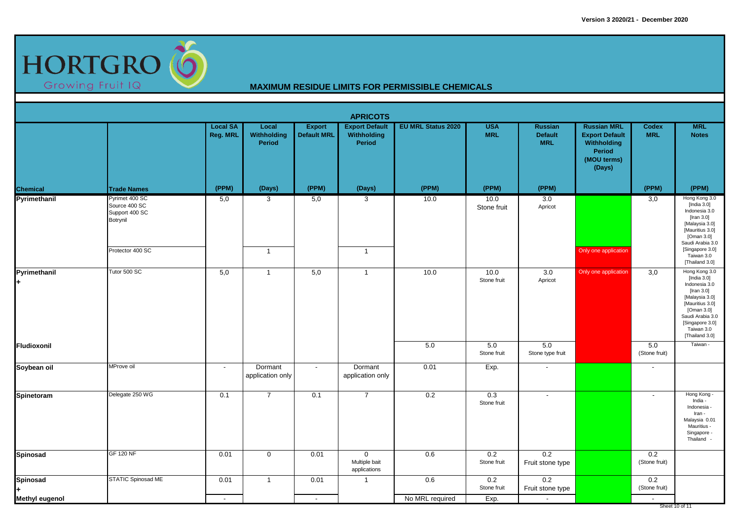Version 3 2020/21 - December 2020

# HORTGRO

Growing Fruit IQ

## MAXIMUM RESIDUE LIMITS FOR PERMISSIBLE CHEMICALS

### APRICOTS

| Chemical | Trade Names | Local SA Reg. MRL (PPM) | Local Withholding Period (Days) | Export Default MRL (PPM) | Export Default Withholding Period (Days) | EU MRL Status 2020 (PPM) | USA MRL (PPM) | Russian Default MRL (PPM) | Russian MRL Export Default Withholding Period (MOU terms) (Days) | Codex MRL (PPM) | MRL Notes (PPM) |
|---|---|---|---|---|---|---|---|---|---|---|---|
| **Pyrimethanil** | Pyrimet 400 SC<br>Source 400 SC<br>Support 400 SC<br>Botrynil | 5,0 | 3 | 5,0 | 3 | 10.0 | 10.0<br>Stone fruit | 3.0<br>Apricot | | 3,0 | Hong Kong 3.0<br>[India 3.0]<br>Indonesia 3.0<br>[Iran 3.0]<br>[Malaysia 3.0]<br>[Mauritius 3.0]<br>[Oman 3.0]<br>Saudi Arabia 3.0<br>[Singapore 3.0]<br>Taiwan 3.0<br>[Thailand 3.0] |
| | Protector 400 SC | | 1 | | 1 | | | | Only one application | | |
| **Pyrimethanil**<br>**+** | Tutor 500 SC | 5,0 | 1 | 5,0 | 1 | 10.0 | 10.0<br>Stone fruit | 3.0<br>Apricot | Only one application | 3,0 | Hong Kong 3.0<br>[India 3.0]<br>Indonesia 3.0<br>[Iran 3.0]<br>[Malaysia 3.0]<br>[Mauritius 3.0]<br>[Oman 3.0]<br>Saudi Arabia 3.0<br>[Singapore 3.0]<br>Taiwan 3.0<br>[Thailand 3.0] |
| **Fludioxonil** | | | | | | 5.0 | 5.0<br>Stone fruit | 5.0<br>Stone type fruit | | 5.0<br>(Stone fruit) | Taiwan - |
| **Soybean oil** | MProve oil | - | Dormant application only | - | Dormant application only | 0.01 | Exp. | - | | - | |
| **Spinetoram** | Delegate 250 WG | 0.1 | 7 | 0.1 | 7 | 0.2 | 0.3<br>Stone fruit | - | | - | Hong Kong -<br>India -<br>Indonesia -<br>Iran -<br>Malaysia 0.01<br>Mauritius -<br>Singapore -<br>Thailand - |
| **Spinosad** | GF 120 NF | 0.01 | 0 | 0.01 | 0<br>Multiple bait applications | 0.6 | 0.2<br>Stone fruit | 0.2<br>Fruit stone type | | 0.2<br>(Stone fruit) | |
| **Spinosad**<br>**+** | STATIC Spinosad ME | 0.01 | 1 | 0.01 | 1 | 0.6 | 0.2<br>Stone fruit | 0.2<br>Fruit stone type | | 0.2<br>(Stone fruit) | |
| **Methyl eugenol** | | - | | - | | No MRL required | Exp. | - | | - | |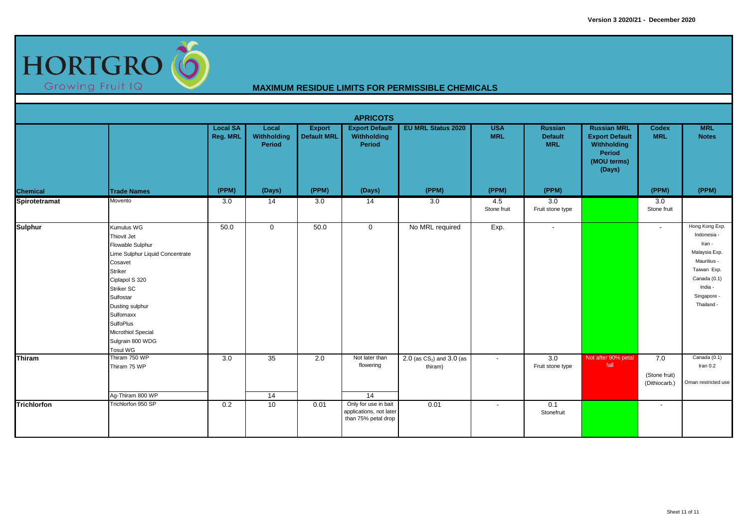HORTGRO
Growing Fruit IQ

# MAXIMUM RESIDUE LIMITS FOR PERMISSIBLE CHEMICALS

## APRICOTS

| Chemical | Trade Names | Local SA Reg. MRL (PPM) | Local Withholding Period (Days) | Export Default MRL (PPM) | Export Default Withholding Period (Days) | EU MRL Status 2020 (PPM) | USA MRL (PPM) | Russian Default MRL (PPM) | Russian MRL Export Default Withholding Period (MOU terms) (Days) | Codex MRL (PPM) | MRL Notes (PPM) |
|---|---|---|---|---|---|---|---|---|---|---|---|
| **Spirotetramat** | Movento | 3.0 | 14 | 3.0 | 14 | 3.0 | 4.5 Stone fruit | 3.0 Fruit stone type | | 3.0 Stone fruit | |
| **Sulphur** | Kumulus WG<br>Thiovit Jet<br>Flowable Sulphur<br>Lime Sulphur Liquid Concentrate<br>Cosavet<br>Striker<br>Ciplapol S 320<br>Striker SC<br>Sulfostar<br>Dusting sulphur<br>Sulfomaxx<br>SulfoPlus<br>Microthiol Special<br>Sulgrain 800 WDG<br>Tosul WG | 50.0 | 0 | 50.0 | 0 | No MRL required | Exp. | - | | - | Hong Kong Exp.<br>Indonesia -<br>Iran -<br>Malaysia Exp.<br>Mauritius -<br>Taiwan Exp.<br>Canada (0.1)<br>India -<br>Singapore -<br>Thailand - |
| **Thiram** | Thiram 750 WP<br>Thiram 75 WP | 3.0 | 35 | 2.0 | Not later than flowering | 2.0 (as $CS_2$) and 3.0 (as thiram) | - | 3.0 Fruit stone type | Not after 90% petal fall | 7.0 (Stone fruit) (Dithiocarb.) | Canada (0.1)<br>Iran 0.2<br>Oman restricted use |
| | Ag-Thiram 800 WP | | 14 | | 14 | | | | | | |
| **Trichlorfon** | Trichlorfon 950 SP | 0.2 | 10 | 0.01 | Only for use in bait applications, not later than 75% petal drop | 0.01 | - | 0.1 Stonefruit | | - | |